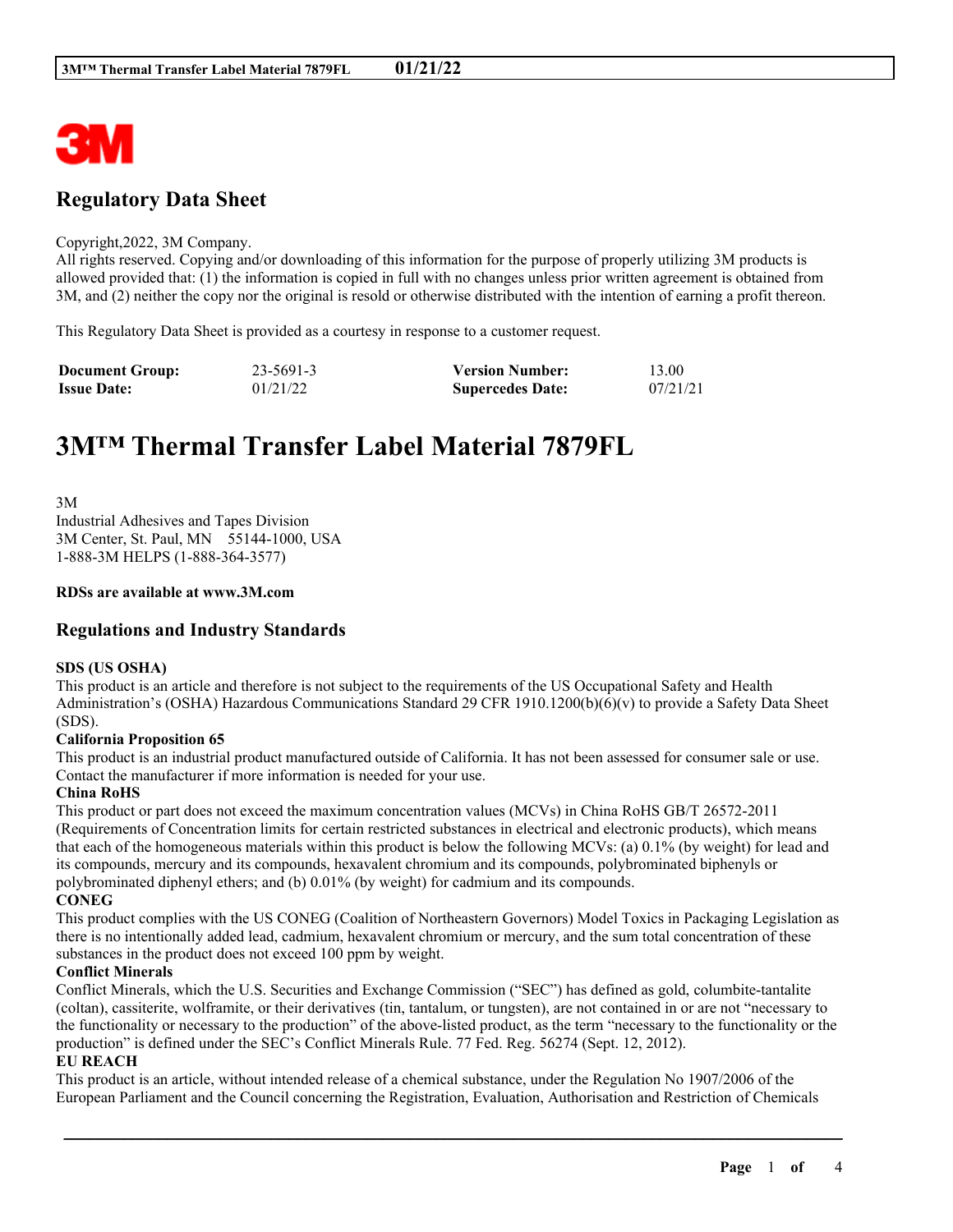## Regulatory Data Sheet

Copyright,2022, 3M Company.
All rights reserved. Copying and/or downloading of this information for the purpose of properly utilizing 3M products is allowed provided that: (1) the information is copied in full with no changes unless prior written agreement is obtained from 3M, and (2) neither the copy nor the original is resold or otherwise distributed with the intention of earning a profit thereon.

This Regulatory Data Sheet is provided as a courtesy in response to a customer request.

| **Document Group:** | 23-5691-3 | **Version Number:** | 13.00 |
|---|---|---|---|
| **Issue Date:** | 01/21/22 | **Supercedes Date:** | 07/21/21 |

# 3M™ Thermal Transfer Label Material 7879FL

3M
Industrial Adhesives and Tapes Division
3M Center, St. Paul, MN 55144-1000, USA
1-888-3M HELPS (1-888-364-3577)

**RDSs are available at www.3M.com**

## Regulations and Industry Standards

**SDS (US OSHA)**
This product is an article and therefore is not subject to the requirements of the US Occupational Safety and Health Administration's (OSHA) Hazardous Communications Standard 29 CFR 1910.1200(b)(6)(v) to provide a Safety Data Sheet (SDS).

**California Proposition 65**
This product is an industrial product manufactured outside of California. It has not been assessed for consumer sale or use. Contact the manufacturer if more information is needed for your use.

**China RoHS**
This product or part does not exceed the maximum concentration values (MCVs) in China RoHS GB/T 26572-2011 (Requirements of Concentration limits for certain restricted substances in electrical and electronic products), which means that each of the homogeneous materials within this product is below the following MCVs: (a) 0.1% (by weight) for lead and its compounds, mercury and its compounds, hexavalent chromium and its compounds, polybrominated biphenyls or polybrominated diphenyl ethers; and (b) 0.01% (by weight) for cadmium and its compounds.

**CONEG**
This product complies with the US CONEG (Coalition of Northeastern Governors) Model Toxics in Packaging Legislation as there is no intentionally added lead, cadmium, hexavalent chromium or mercury, and the sum total concentration of these substances in the product does not exceed 100 ppm by weight.

**Conflict Minerals**
Conflict Minerals, which the U.S. Securities and Exchange Commission ("SEC") has defined as gold, columbite-tantalite (coltan), cassiterite, wolframite, or their derivatives (tin, tantalum, or tungsten), are not contained in or are not "necessary to the functionality or necessary to the production" of the above-listed product, as the term "necessary to the functionality or the production" is defined under the SEC's Conflict Minerals Rule. 77 Fed. Reg. 56274 (Sept. 12, 2012).

**EU REACH**
This product is an article, without intended release of a chemical substance, under the Regulation No 1907/2006 of the European Parliament and the Council concerning the Registration, Evaluation, Authorisation and Restriction of Chemicals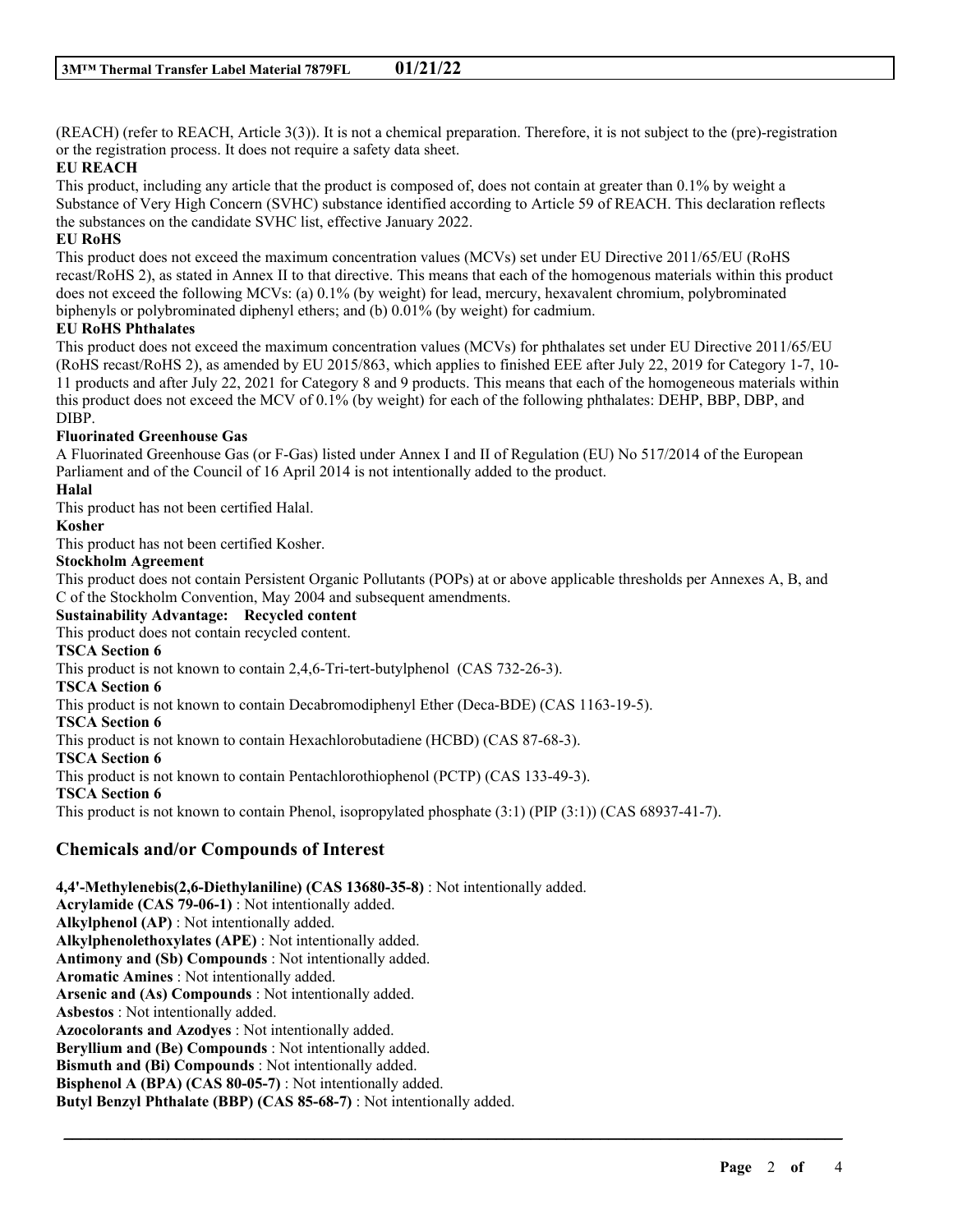(REACH) (refer to REACH, Article 3(3)). It is not a chemical preparation. Therefore, it is not subject to the (pre)-registration or the registration process. It does not require a safety data sheet.

**EU REACH**

This product, including any article that the product is composed of, does not contain at greater than 0.1% by weight a Substance of Very High Concern (SVHC) substance identified according to Article 59 of REACH. This declaration reflects the substances on the candidate SVHC list, effective January 2022.

**EU RoHS**

This product does not exceed the maximum concentration values (MCVs) set under EU Directive 2011/65/EU (RoHS recast/RoHS 2), as stated in Annex II to that directive. This means that each of the homogenous materials within this product does not exceed the following MCVs: (a) 0.1% (by weight) for lead, mercury, hexavalent chromium, polybrominated biphenyls or polybrominated diphenyl ethers; and (b) 0.01% (by weight) for cadmium.

**EU RoHS Phthalates**

This product does not exceed the maximum concentration values (MCVs) for phthalates set under EU Directive 2011/65/EU (RoHS recast/RoHS 2), as amended by EU 2015/863, which applies to finished EEE after July 22, 2019 for Category 1-7, 10-11 products and after July 22, 2021 for Category 8 and 9 products. This means that each of the homogeneous materials within this product does not exceed the MCV of 0.1% (by weight) for each of the following phthalates: DEHP, BBP, DBP, and DIBP.

**Fluorinated Greenhouse Gas**

A Fluorinated Greenhouse Gas (or F-Gas) listed under Annex I and II of Regulation (EU) No 517/2014 of the European Parliament and of the Council of 16 April 2014 is not intentionally added to the product.

**Halal**

This product has not been certified Halal.

**Kosher**

This product has not been certified Kosher.

**Stockholm Agreement**

This product does not contain Persistent Organic Pollutants (POPs) at or above applicable thresholds per Annexes A, B, and C of the Stockholm Convention, May 2004 and subsequent amendments.

**Sustainability Advantage: Recycled content**

This product does not contain recycled content.

**TSCA Section 6**

This product is not known to contain 2,4,6-Tri-tert-butylphenol (CAS 732-26-3).

**TSCA Section 6**

This product is not known to contain Decabromodiphenyl Ether (Deca-BDE) (CAS 1163-19-5).

**TSCA Section 6**

This product is not known to contain Hexachlorobutadiene (HCBD) (CAS 87-68-3).

**TSCA Section 6**

This product is not known to contain Pentachlorothiophenol (PCTP) (CAS 133-49-3).

**TSCA Section 6**

This product is not known to contain Phenol, isopropylated phosphate (3:1) (PIP (3:1)) (CAS 68937-41-7).

## Chemicals and/or Compounds of Interest

**4,4'-Methylenebis(2,6-Diethylaniline) (CAS 13680-35-8)** : Not intentionally added.  
**Acrylamide (CAS 79-06-1)** : Not intentionally added.  
**Alkylphenol (AP)** : Not intentionally added.  
**Alkylphenolethoxylates (APE)** : Not intentionally added.  
**Antimony and (Sb) Compounds** : Not intentionally added.  
**Aromatic Amines** : Not intentionally added.  
**Arsenic and (As) Compounds** : Not intentionally added.  
**Asbestos** : Not intentionally added.  
**Azocolorants and Azodyes** : Not intentionally added.  
**Beryllium and (Be) Compounds** : Not intentionally added.  
**Bismuth and (Bi) Compounds** : Not intentionally added.  
**Bisphenol A (BPA) (CAS 80-05-7)** : Not intentionally added.  
**Butyl Benzyl Phthalate (BBP) (CAS 85-68-7)** : Not intentionally added.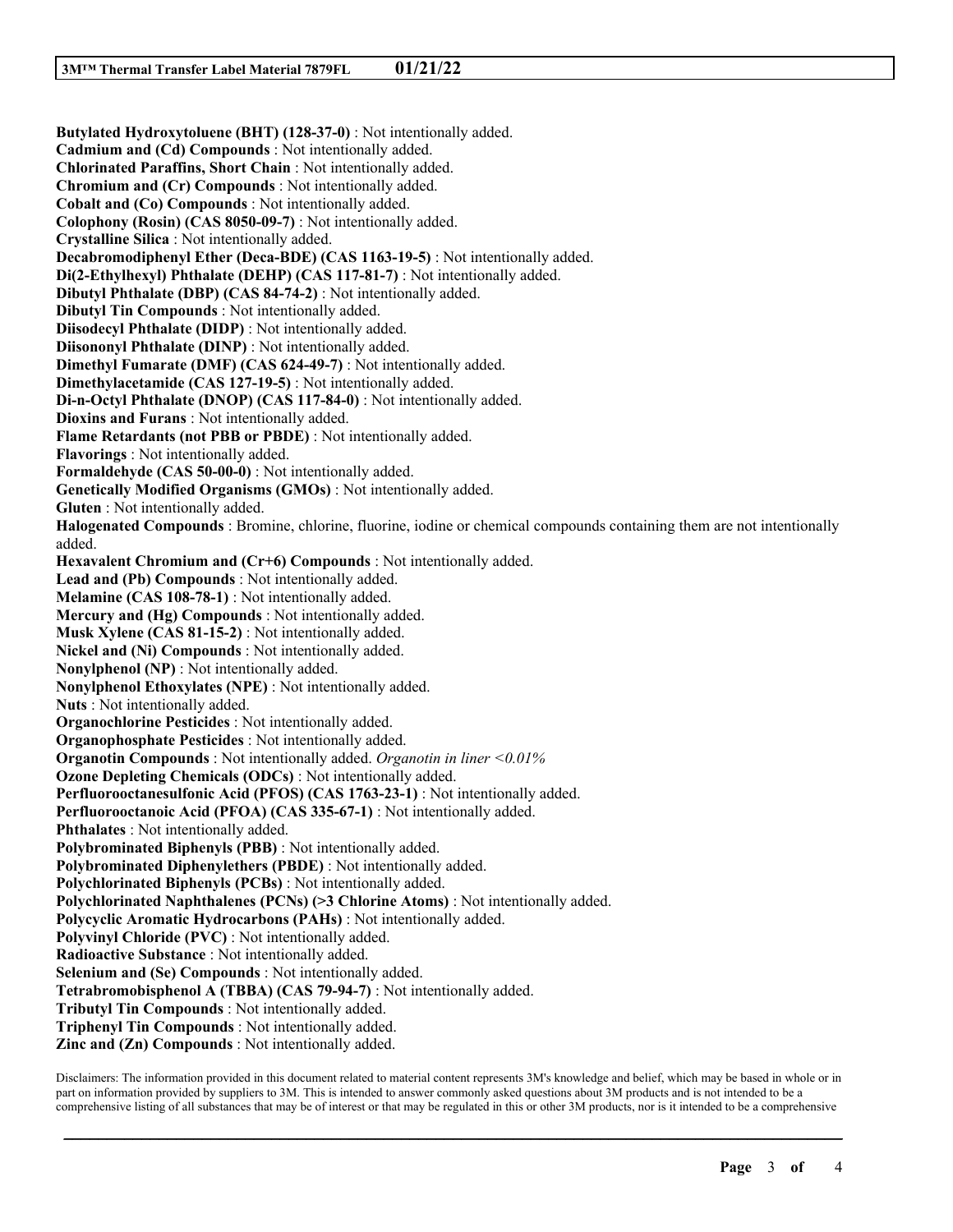**Butylated Hydroxytoluene (BHT) (128-37-0)** : Not intentionally added.
**Cadmium and (Cd) Compounds** : Not intentionally added.
**Chlorinated Paraffins, Short Chain** : Not intentionally added.
**Chromium and (Cr) Compounds** : Not intentionally added.
**Cobalt and (Co) Compounds** : Not intentionally added.
**Colophony (Rosin) (CAS 8050-09-7)** : Not intentionally added.
**Crystalline Silica** : Not intentionally added.
**Decabromodiphenyl Ether (Deca-BDE) (CAS 1163-19-5)** : Not intentionally added.
**Di(2-Ethylhexyl) Phthalate (DEHP) (CAS 117-81-7)** : Not intentionally added.
**Dibutyl Phthalate (DBP) (CAS 84-74-2)** : Not intentionally added.
**Dibutyl Tin Compounds** : Not intentionally added.
**Diisodecyl Phthalate (DIDP)** : Not intentionally added.
**Diisononyl Phthalate (DINP)** : Not intentionally added.
**Dimethyl Fumarate (DMF) (CAS 624-49-7)** : Not intentionally added.
**Dimethylacetamide (CAS 127-19-5)** : Not intentionally added.
**Di-n-Octyl Phthalate (DNOP) (CAS 117-84-0)** : Not intentionally added.
**Dioxins and Furans** : Not intentionally added.
**Flame Retardants (not PBB or PBDE)** : Not intentionally added.
**Flavorings** : Not intentionally added.
**Formaldehyde (CAS 50-00-0)** : Not intentionally added.
**Genetically Modified Organisms (GMOs)** : Not intentionally added.
**Gluten** : Not intentionally added.
**Halogenated Compounds** : Bromine, chlorine, fluorine, iodine or chemical compounds containing them are not intentionally added.
**Hexavalent Chromium and (Cr+6) Compounds** : Not intentionally added.
**Lead and (Pb) Compounds** : Not intentionally added.
**Melamine (CAS 108-78-1)** : Not intentionally added.
**Mercury and (Hg) Compounds** : Not intentionally added.
**Musk Xylene (CAS 81-15-2)** : Not intentionally added.
**Nickel and (Ni) Compounds** : Not intentionally added.
**Nonylphenol (NP)** : Not intentionally added.
**Nonylphenol Ethoxylates (NPE)** : Not intentionally added.
**Nuts** : Not intentionally added.
**Organochlorine Pesticides** : Not intentionally added.
**Organophosphate Pesticides** : Not intentionally added.
**Organotin Compounds** : Not intentionally added. *Organotin in liner <0.01%*
**Ozone Depleting Chemicals (ODCs)** : Not intentionally added.
**Perfluorooctanesulfonic Acid (PFOS) (CAS 1763-23-1)** : Not intentionally added.
**Perfluorooctanoic Acid (PFOA) (CAS 335-67-1)** : Not intentionally added.
**Phthalates** : Not intentionally added.
**Polybrominated Biphenyls (PBB)** : Not intentionally added.
**Polybrominated Diphenylethers (PBDE)** : Not intentionally added.
**Polychlorinated Biphenyls (PCBs)** : Not intentionally added.
**Polychlorinated Naphthalenes (PCNs) (>3 Chlorine Atoms)** : Not intentionally added.
**Polycyclic Aromatic Hydrocarbons (PAHs)** : Not intentionally added.
**Polyvinyl Chloride (PVC)** : Not intentionally added.
**Radioactive Substance** : Not intentionally added.
**Selenium and (Se) Compounds** : Not intentionally added.
**Tetrabromobisphenol A (TBBA) (CAS 79-94-7)** : Not intentionally added.
**Tributyl Tin Compounds** : Not intentionally added.
**Triphenyl Tin Compounds** : Not intentionally added.
**Zinc and (Zn) Compounds** : Not intentionally added.

Disclaimers: The information provided in this document related to material content represents 3M's knowledge and belief, which may be based in whole or in part on information provided by suppliers to 3M. This is intended to answer commonly asked questions about 3M products and is not intended to be a comprehensive listing of all substances that may be of interest or that may be regulated in this or other 3M products, nor is it intended to be a comprehensive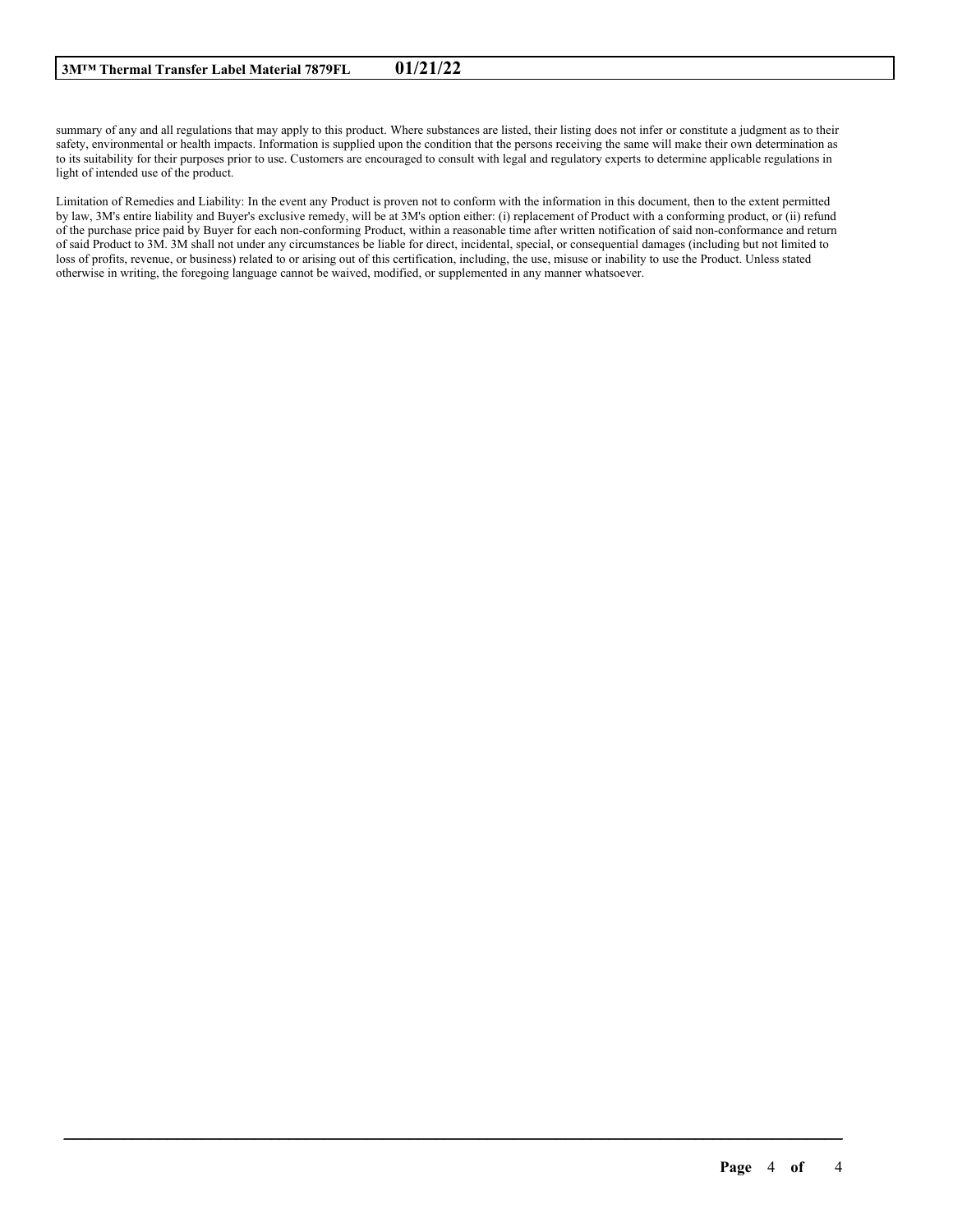summary of any and all regulations that may apply to this product. Where substances are listed, their listing does not infer or constitute a judgment as to their safety, environmental or health impacts. Information is supplied upon the condition that the persons receiving the same will make their own determination as to its suitability for their purposes prior to use. Customers are encouraged to consult with legal and regulatory experts to determine applicable regulations in light of intended use of the product.

Limitation of Remedies and Liability: In the event any Product is proven not to conform with the information in this document, then to the extent permitted by law, 3M's entire liability and Buyer's exclusive remedy, will be at 3M's option either: (i) replacement of Product with a conforming product, or (ii) refund of the purchase price paid by Buyer for each non-conforming Product, within a reasonable time after written notification of said non-conformance and return of said Product to 3M. 3M shall not under any circumstances be liable for direct, incidental, special, or consequential damages (including but not limited to loss of profits, revenue, or business) related to or arising out of this certification, including, the use, misuse or inability to use the Product. Unless stated otherwise in writing, the foregoing language cannot be waived, modified, or supplemented in any manner whatsoever.